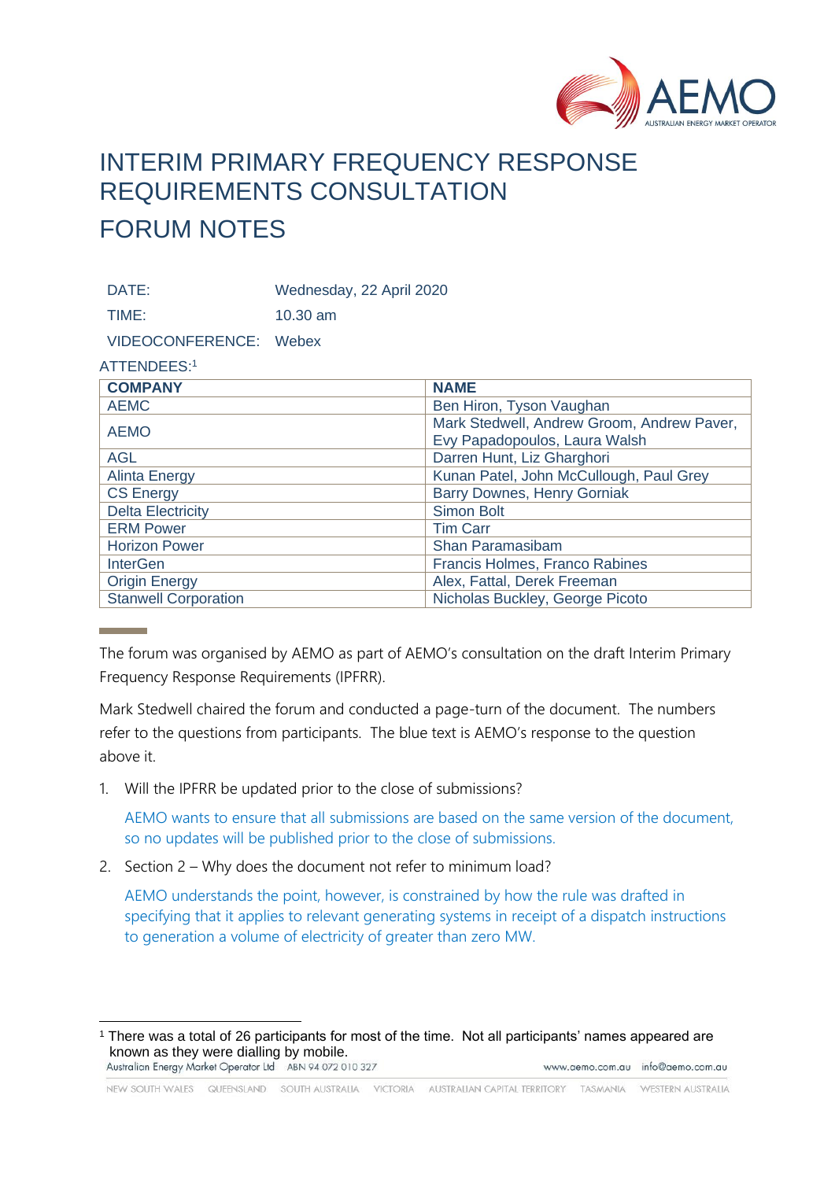# INTERIM PRIMARY FREQUENCY RESPONSE REQUIREMENTS CONSULTATION

## FORUM NOTES

DATE: Wednesday, 22 April 2020

TIME: 10.30 am

VIDEOCONFERENCE: Webex

ATTENDEES:[1]

| COMPANY | NAME |
|---|---|
| AEMC | Ben Hiron, Tyson Vaughan |
| AEMO | Mark Stedwell, Andrew Groom, Andrew Paver, Evy Papadopoulos, Laura Walsh |
| AGL | Darren Hunt, Liz Gharghori |
| Alinta Energy | Kunan Patel, John McCullough, Paul Grey |
| CS Energy | Barry Downes, Henry Gorniak |
| Delta Electricity | Simon Bolt |
| ERM Power | Tim Carr |
| Horizon Power | Shan Paramasibam |
| InterGen | Francis Holmes, Franco Rabines |
| Origin Energy | Alex, Fattal, Derek Freeman |
| Stanwell Corporation | Nicholas Buckley, George Picoto |

The forum was organised by AEMO as part of AEMO's consultation on the draft Interim Primary Frequency Response Requirements (IPFRR).

Mark Stedwell chaired the forum and conducted a page-turn of the document. The numbers refer to the questions from participants. The blue text is AEMO's response to the question above it.

1. Will the IPFRR be updated prior to the close of submissions?

   AEMO wants to ensure that all submissions are based on the same version of the document, so no updates will be published prior to the close of submissions.

2. Section 2 – Why does the document not refer to minimum load?

   AEMO understands the point, however, is constrained by how the rule was drafted in specifying that it applies to relevant generating systems in receipt of a dispatch instructions to generation a volume of electricity of greater than zero MW.

[1] There was a total of 26 participants for most of the time. Not all participants' names appeared are known as they were dialling by mobile.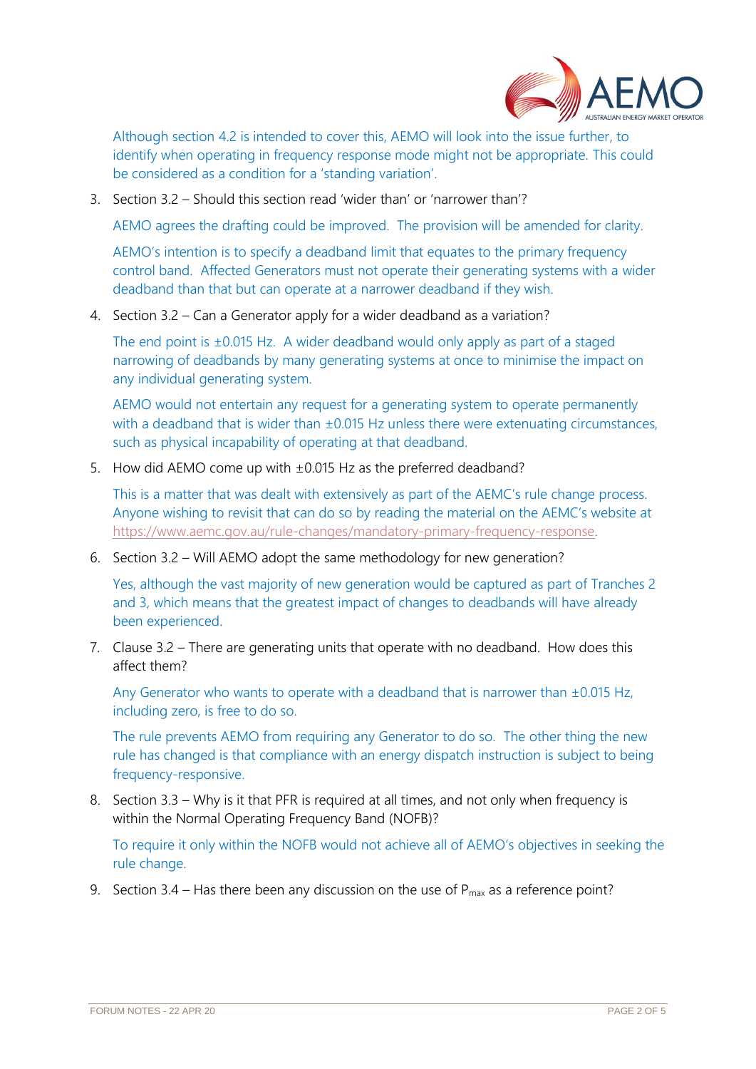Although section 4.2 is intended to cover this, AEMO will look into the issue further, to identify when operating in frequency response mode might not be appropriate. This could be considered as a condition for a 'standing variation'.

3. Section 3.2 – Should this section read 'wider than' or 'narrower than'?

   AEMO agrees the drafting could be improved. The provision will be amended for clarity.

   AEMO's intention is to specify a deadband limit that equates to the primary frequency control band. Affected Generators must not operate their generating systems with a wider deadband than that but can operate at a narrower deadband if they wish.

4. Section 3.2 – Can a Generator apply for a wider deadband as a variation?

   The end point is ±0.015 Hz. A wider deadband would only apply as part of a staged narrowing of deadbands by many generating systems at once to minimise the impact on any individual generating system.

   AEMO would not entertain any request for a generating system to operate permanently with a deadband that is wider than ±0.015 Hz unless there were extenuating circumstances, such as physical incapability of operating at that deadband.

5. How did AEMO come up with ±0.015 Hz as the preferred deadband?

   This is a matter that was dealt with extensively as part of the AEMC's rule change process. Anyone wishing to revisit that can do so by reading the material on the AEMC's website at https://www.aemc.gov.au/rule-changes/mandatory-primary-frequency-response.

6. Section 3.2 – Will AEMO adopt the same methodology for new generation?

   Yes, although the vast majority of new generation would be captured as part of Tranches 2 and 3, which means that the greatest impact of changes to deadbands will have already been experienced.

7. Clause 3.2 – There are generating units that operate with no deadband. How does this affect them?

   Any Generator who wants to operate with a deadband that is narrower than ±0.015 Hz, including zero, is free to do so.

   The rule prevents AEMO from requiring any Generator to do so. The other thing the new rule has changed is that compliance with an energy dispatch instruction is subject to being frequency-responsive.

8. Section 3.3 – Why is it that PFR is required at all times, and not only when frequency is within the Normal Operating Frequency Band (NOFB)?

   To require it only within the NOFB would not achieve all of AEMO's objectives in seeking the rule change.

9. Section 3.4 – Has there been any discussion on the use of $P_{max}$ as a reference point?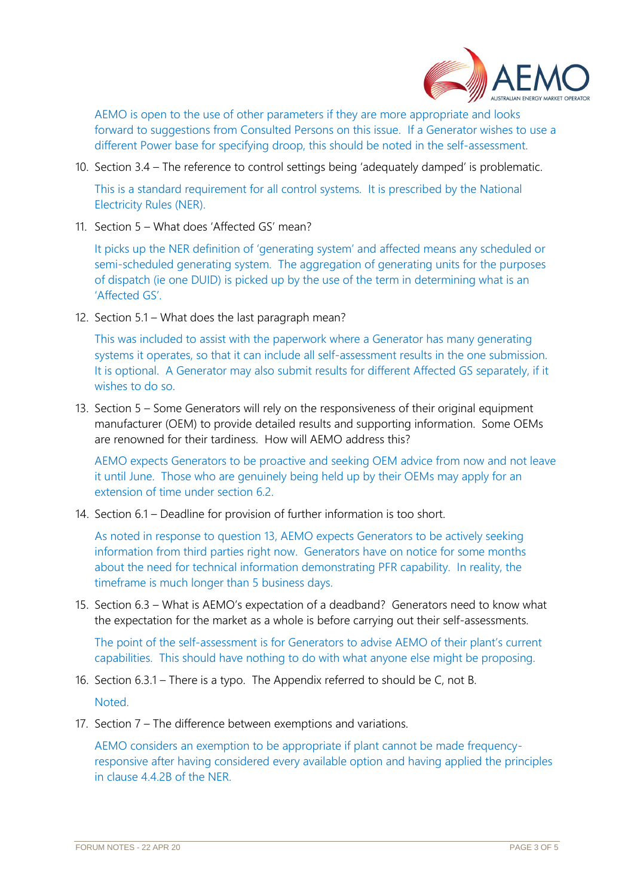AEMO is open to the use of other parameters if they are more appropriate and looks forward to suggestions from Consulted Persons on this issue. If a Generator wishes to use a different Power base for specifying droop, this should be noted in the self-assessment.

10. Section 3.4 – The reference to control settings being 'adequately damped' is problematic.

    This is a standard requirement for all control systems. It is prescribed by the National Electricity Rules (NER).

11. Section 5 – What does 'Affected GS' mean?

    It picks up the NER definition of 'generating system' and affected means any scheduled or semi-scheduled generating system. The aggregation of generating units for the purposes of dispatch (ie one DUID) is picked up by the use of the term in determining what is an 'Affected GS'.

12. Section 5.1 – What does the last paragraph mean?

    This was included to assist with the paperwork where a Generator has many generating systems it operates, so that it can include all self-assessment results in the one submission. It is optional. A Generator may also submit results for different Affected GS separately, if it wishes to do so.

13. Section 5 – Some Generators will rely on the responsiveness of their original equipment manufacturer (OEM) to provide detailed results and supporting information. Some OEMs are renowned for their tardiness. How will AEMO address this?

    AEMO expects Generators to be proactive and seeking OEM advice from now and not leave it until June. Those who are genuinely being held up by their OEMs may apply for an extension of time under section 6.2.

14. Section 6.1 – Deadline for provision of further information is too short.

    As noted in response to question 13, AEMO expects Generators to be actively seeking information from third parties right now. Generators have on notice for some months about the need for technical information demonstrating PFR capability. In reality, the timeframe is much longer than 5 business days.

15. Section 6.3 – What is AEMO's expectation of a deadband? Generators need to know what the expectation for the market as a whole is before carrying out their self-assessments.

    The point of the self-assessment is for Generators to advise AEMO of their plant's current capabilities. This should have nothing to do with what anyone else might be proposing.

16. Section 6.3.1 – There is a typo. The Appendix referred to should be C, not B.

    Noted.

17. Section 7 – The difference between exemptions and variations.

    AEMO considers an exemption to be appropriate if plant cannot be made frequency-responsive after having considered every available option and having applied the principles in clause 4.4.2B of the NER.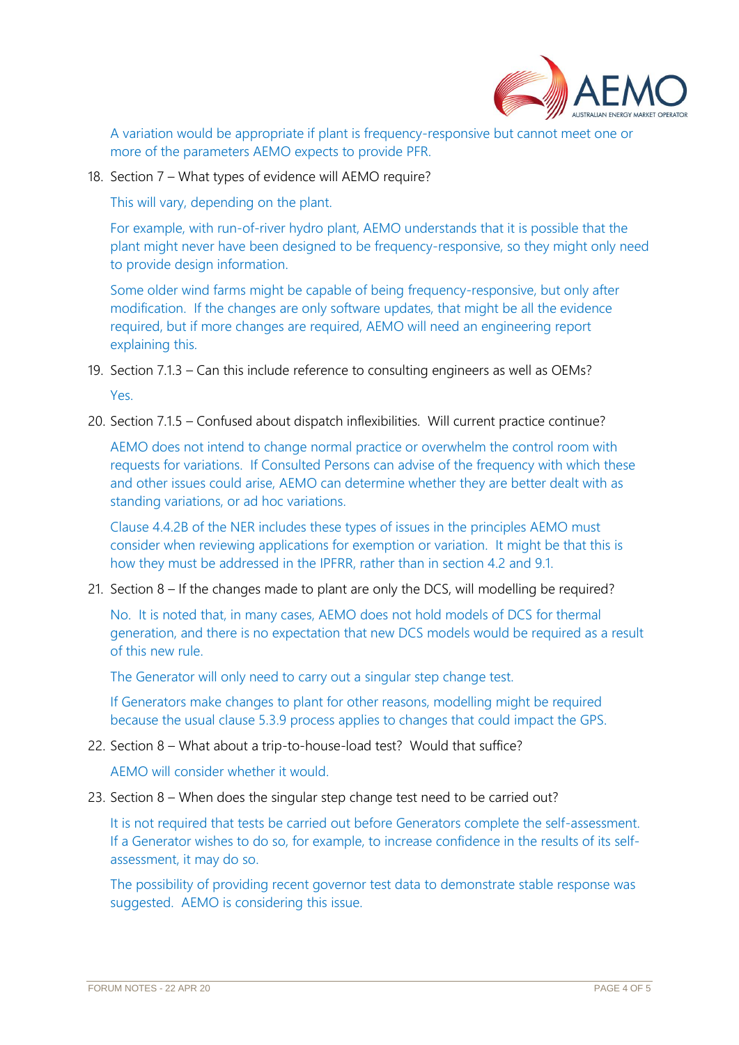A variation would be appropriate if plant is frequency-responsive but cannot meet one or more of the parameters AEMO expects to provide PFR.

18. Section 7 – What types of evidence will AEMO require?

    This will vary, depending on the plant.

    For example, with run-of-river hydro plant, AEMO understands that it is possible that the plant might never have been designed to be frequency-responsive, so they might only need to provide design information.

    Some older wind farms might be capable of being frequency-responsive, but only after modification. If the changes are only software updates, that might be all the evidence required, but if more changes are required, AEMO will need an engineering report explaining this.

19. Section 7.1.3 – Can this include reference to consulting engineers as well as OEMs?

    Yes.

20. Section 7.1.5 – Confused about dispatch inflexibilities. Will current practice continue?

    AEMO does not intend to change normal practice or overwhelm the control room with requests for variations. If Consulted Persons can advise of the frequency with which these and other issues could arise, AEMO can determine whether they are better dealt with as standing variations, or ad hoc variations.

    Clause 4.4.2B of the NER includes these types of issues in the principles AEMO must consider when reviewing applications for exemption or variation. It might be that this is how they must be addressed in the IPFRR, rather than in section 4.2 and 9.1.

21. Section 8 – If the changes made to plant are only the DCS, will modelling be required?

    No. It is noted that, in many cases, AEMO does not hold models of DCS for thermal generation, and there is no expectation that new DCS models would be required as a result of this new rule.

    The Generator will only need to carry out a singular step change test.

    If Generators make changes to plant for other reasons, modelling might be required because the usual clause 5.3.9 process applies to changes that could impact the GPS.

22. Section 8 – What about a trip-to-house-load test? Would that suffice?

    AEMO will consider whether it would.

23. Section 8 – When does the singular step change test need to be carried out?

    It is not required that tests be carried out before Generators complete the self-assessment. If a Generator wishes to do so, for example, to increase confidence in the results of its self-assessment, it may do so.

    The possibility of providing recent governor test data to demonstrate stable response was suggested. AEMO is considering this issue.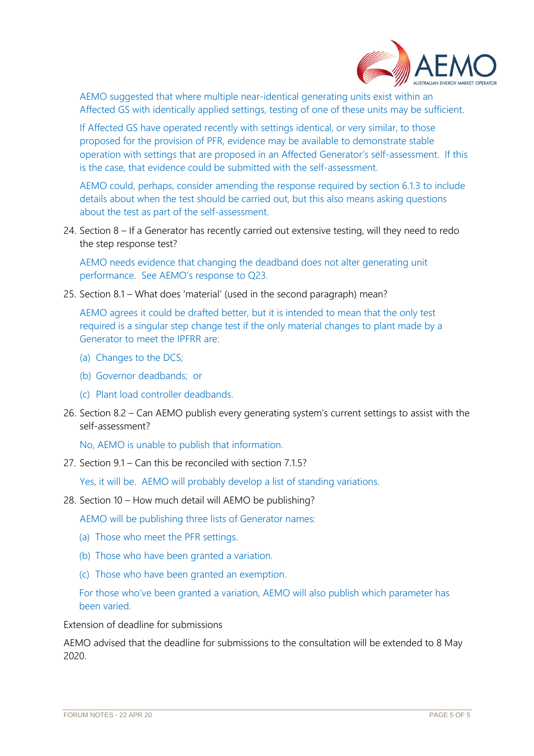AEMO suggested that where multiple near-identical generating units exist within an Affected GS with identically applied settings, testing of one of these units may be sufficient.

If Affected GS have operated recently with settings identical, or very similar, to those proposed for the provision of PFR, evidence may be available to demonstrate stable operation with settings that are proposed in an Affected Generator's self-assessment. If this is the case, that evidence could be submitted with the self-assessment.

AEMO could, perhaps, consider amending the response required by section 6.1.3 to include details about when the test should be carried out, but this also means asking questions about the test as part of the self-assessment.

24. Section 8 – If a Generator has recently carried out extensive testing, will they need to redo the step response test?

    AEMO needs evidence that changing the deadband does not alter generating unit performance. See AEMO's response to Q23.

25. Section 8.1 – What does 'material' (used in the second paragraph) mean?

    AEMO agrees it could be drafted better, but it is intended to mean that the only test required is a singular step change test if the only material changes to plant made by a Generator to meet the IPFRR are:

    (a) Changes to the DCS;

    (b) Governor deadbands; or

    (c) Plant load controller deadbands.

26. Section 8.2 – Can AEMO publish every generating system's current settings to assist with the self-assessment?

    No, AEMO is unable to publish that information.

27. Section 9.1 – Can this be reconciled with section 7.1.5?

    Yes, it will be. AEMO will probably develop a list of standing variations.

28. Section 10 – How much detail will AEMO be publishing?

    AEMO will be publishing three lists of Generator names:

    (a) Those who meet the PFR settings.

    (b) Those who have been granted a variation.

    (c) Those who have been granted an exemption.

    For those who've been granted a variation, AEMO will also publish which parameter has been varied.

Extension of deadline for submissions

AEMO advised that the deadline for submissions to the consultation will be extended to 8 May 2020.